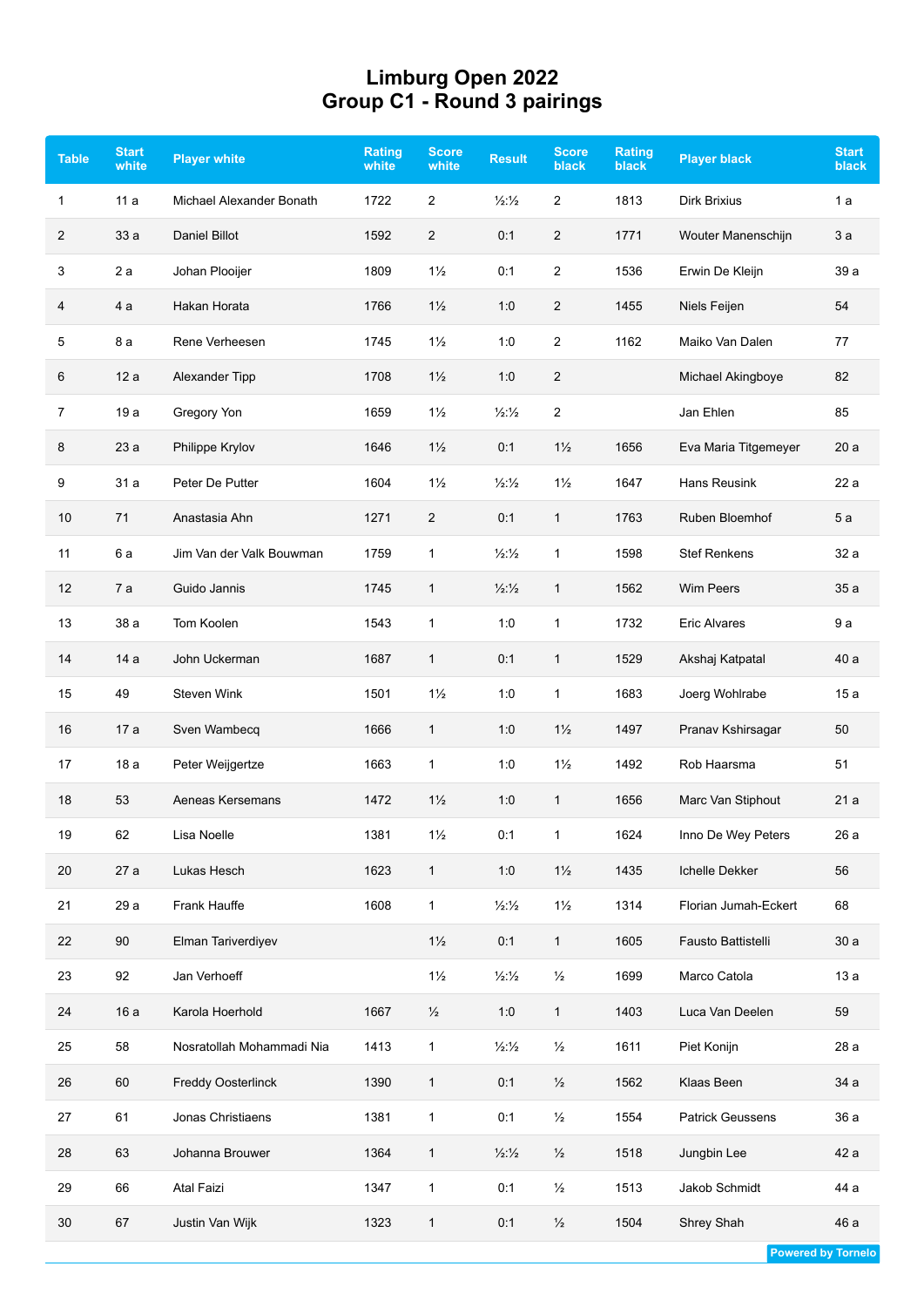# Limburg Open 2022
## Group C1 - Round 3 pairings

| Table | Start white | Player white | Rating white | Score white | Result | Score black | Rating black | Player black | Start black |
|---|---|---|---|---|---|---|---|---|---|
| 1 | 11 a | Michael Alexander Bonath | 1722 | 2 | ½:½ | 2 | 1813 | Dirk Brixius | 1 a |
| 2 | 33 a | Daniel Billot | 1592 | 2 | 0:1 | 2 | 1771 | Wouter Manenschijn | 3 a |
| 3 | 2 a | Johan Plooijer | 1809 | 1½ | 0:1 | 2 | 1536 | Erwin De Kleijn | 39 a |
| 4 | 4 a | Hakan Horata | 1766 | 1½ | 1:0 | 2 | 1455 | Niels Feijen | 54 |
| 5 | 8 a | Rene Verheesen | 1745 | 1½ | 1:0 | 2 | 1162 | Maiko Van Dalen | 77 |
| 6 | 12 a | Alexander Tipp | 1708 | 1½ | 1:0 | 2 | | Michael Akingboye | 82 |
| 7 | 19 a | Gregory Yon | 1659 | 1½ | ½:½ | 2 | | Jan Ehlen | 85 |
| 8 | 23 a | Philippe Krylov | 1646 | 1½ | 0:1 | 1½ | 1656 | Eva Maria Titgemeyer | 20 a |
| 9 | 31 a | Peter De Putter | 1604 | 1½ | ½:½ | 1½ | 1647 | Hans Reusink | 22 a |
| 10 | 71 | Anastasia Ahn | 1271 | 2 | 0:1 | 1 | 1763 | Ruben Bloemhof | 5 a |
| 11 | 6 a | Jim Van der Valk Bouwman | 1759 | 1 | ½:½ | 1 | 1598 | Stef Renkens | 32 a |
| 12 | 7 a | Guido Jannis | 1745 | 1 | ½:½ | 1 | 1562 | Wim Peers | 35 a |
| 13 | 38 a | Tom Koolen | 1543 | 1 | 1:0 | 1 | 1732 | Eric Alvares | 9 a |
| 14 | 14 a | John Uckerman | 1687 | 1 | 0:1 | 1 | 1529 | Akshaj Katpatal | 40 a |
| 15 | 49 | Steven Wink | 1501 | 1½ | 1:0 | 1 | 1683 | Joerg Wohlrabe | 15 a |
| 16 | 17 a | Sven Wambecq | 1666 | 1 | 1:0 | 1½ | 1497 | Pranav Kshirsagar | 50 |
| 17 | 18 a | Peter Weijgertze | 1663 | 1 | 1:0 | 1½ | 1492 | Rob Haarsma | 51 |
| 18 | 53 | Aeneas Kersemans | 1472 | 1½ | 1:0 | 1 | 1656 | Marc Van Stiphout | 21 a |
| 19 | 62 | Lisa Noelle | 1381 | 1½ | 0:1 | 1 | 1624 | Inno De Wey Peters | 26 a |
| 20 | 27 a | Lukas Hesch | 1623 | 1 | 1:0 | 1½ | 1435 | Ichelle Dekker | 56 |
| 21 | 29 a | Frank Hauffe | 1608 | 1 | ½:½ | 1½ | 1314 | Florian Jumah-Eckert | 68 |
| 22 | 90 | Elman Tariverdiyev | | 1½ | 0:1 | 1 | 1605 | Fausto Battistelli | 30 a |
| 23 | 92 | Jan Verhoeff | | 1½ | ½:½ | ½ | 1699 | Marco Catola | 13 a |
| 24 | 16 a | Karola Hoerhold | 1667 | ½ | 1:0 | 1 | 1403 | Luca Van Deelen | 59 |
| 25 | 58 | Nosratollah Mohammadi Nia | 1413 | 1 | ½:½ | ½ | 1611 | Piet Konijn | 28 a |
| 26 | 60 | Freddy Oosterlinck | 1390 | 1 | 0:1 | ½ | 1562 | Klaas Been | 34 a |
| 27 | 61 | Jonas Christiaens | 1381 | 1 | 0:1 | ½ | 1554 | Patrick Geussens | 36 a |
| 28 | 63 | Johanna Brouwer | 1364 | 1 | ½:½ | ½ | 1518 | Jungbin Lee | 42 a |
| 29 | 66 | Atal Faizi | 1347 | 1 | 0:1 | ½ | 1513 | Jakob Schmidt | 44 a |
| 30 | 67 | Justin Van Wijk | 1323 | 1 | 0:1 | ½ | 1504 | Shrey Shah | 46 a |

Powered by Tornelo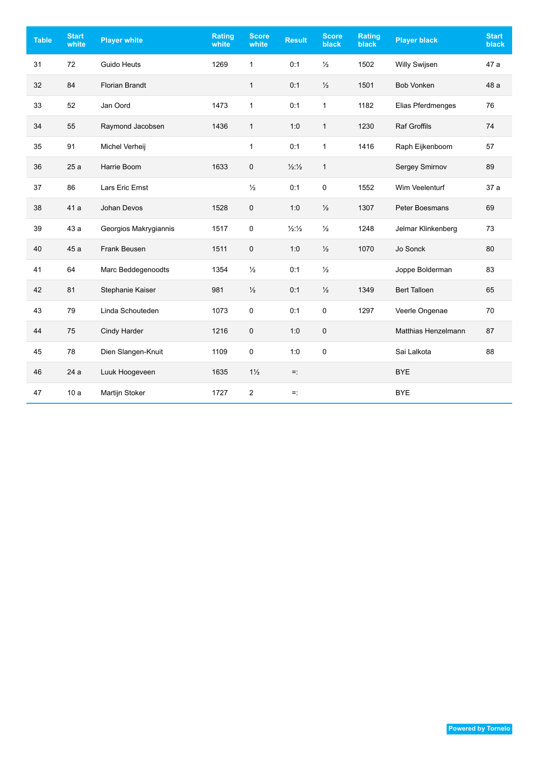| Table | Start white | Player white | Rating white | Score white | Result | Score black | Rating black | Player black | Start black |
|---|---|---|---|---|---|---|---|---|---|
| 31 | 72 | Guido Heuts | 1269 | 1 | 0:1 | ½ | 1502 | Willy Swijsen | 47 a |
| 32 | 84 | Florian Brandt | | 1 | 0:1 | ½ | 1501 | Bob Vonken | 48 a |
| 33 | 52 | Jan Oord | 1473 | 1 | 0:1 | 1 | 1182 | Elias Pferdmenges | 76 |
| 34 | 55 | Raymond Jacobsen | 1436 | 1 | 1:0 | 1 | 1230 | Raf Groffils | 74 |
| 35 | 91 | Michel Verheij | | 1 | 0:1 | 1 | 1416 | Raph Eijkenboom | 57 |
| 36 | 25 a | Harrie Boom | 1633 | 0 | ½:½ | 1 | | Sergey Smirnov | 89 |
| 37 | 86 | Lars Eric Ernst | | ½ | 0:1 | 0 | 1552 | Wim Veelenturf | 37 a |
| 38 | 41 a | Johan Devos | 1528 | 0 | 1:0 | ½ | 1307 | Peter Boesmans | 69 |
| 39 | 43 a | Georgios Makrygiannis | 1517 | 0 | ½:½ | ½ | 1248 | Jelmar Klinkenberg | 73 |
| 40 | 45 a | Frank Beusen | 1511 | 0 | 1:0 | ½ | 1070 | Jo Sonck | 80 |
| 41 | 64 | Marc Beddegenoodts | 1354 | ½ | 0:1 | ½ | | Joppe Bolderman | 83 |
| 42 | 81 | Stephanie Kaiser | 981 | ½ | 0:1 | ½ | 1349 | Bert Talloen | 65 |
| 43 | 79 | Linda Schouteden | 1073 | 0 | 0:1 | 0 | 1297 | Veerle Ongenae | 70 |
| 44 | 75 | Cindy Harder | 1216 | 0 | 1:0 | 0 | | Matthias Henzelmann | 87 |
| 45 | 78 | Dien Slangen-Knuit | 1109 | 0 | 1:0 | 0 | | Sai Lalkota | 88 |
| 46 | 24 a | Luuk Hoogeveen | 1635 | 1½ | =: | | | BYE | |
| 47 | 10 a | Martijn Stoker | 1727 | 2 | =: | | | BYE | |

Powered by Tornelo